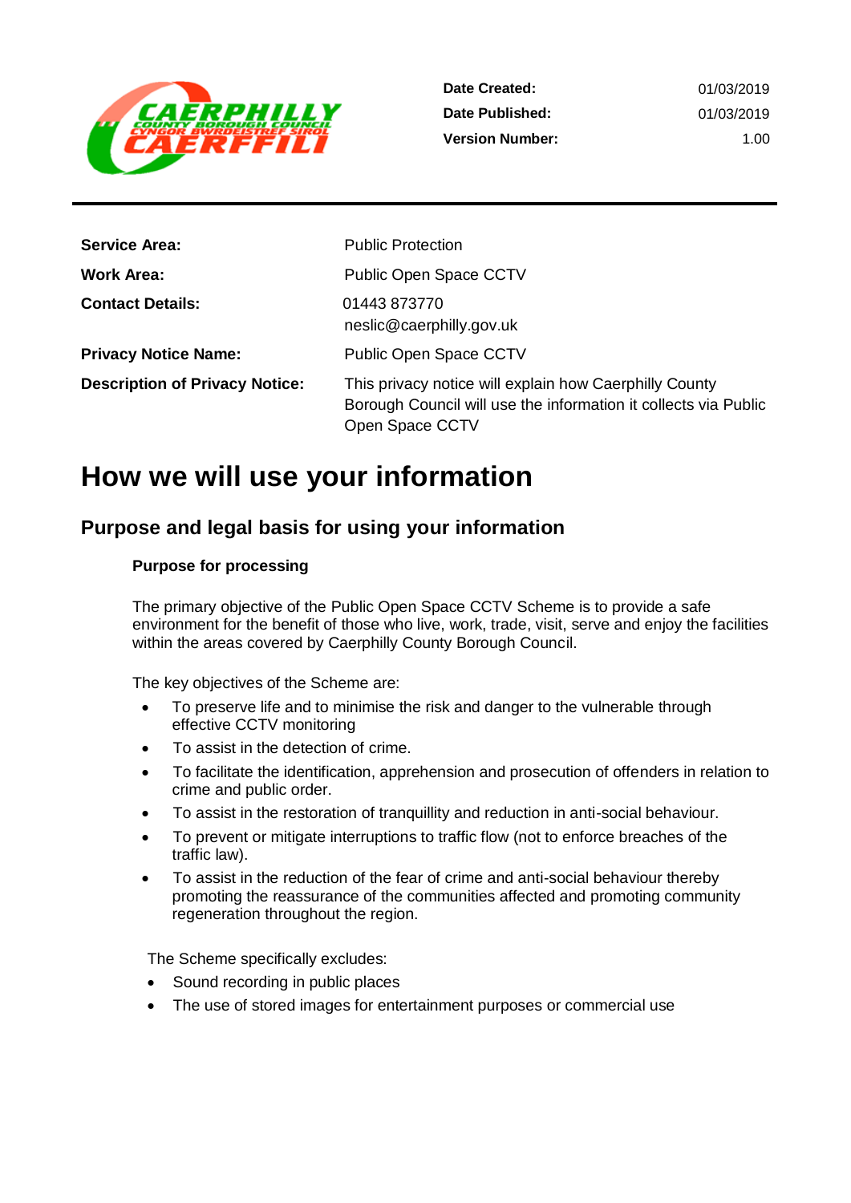| | |
|---|---|
| **Date Created:** | 01/03/2019 |
| **Date Published:** | 01/03/2019 |
| **Version Number:** | 1.00 |

| | |
|---|---|
| **Service Area:** | Public Protection |
| **Work Area:** | Public Open Space CCTV |
| **Contact Details:** | 01443 873770<br>neslic@caerphilly.gov.uk |
| **Privacy Notice Name:** | Public Open Space CCTV |
| **Description of Privacy Notice:** | This privacy notice will explain how Caerphilly County Borough Council will use the information it collects via Public Open Space CCTV |

# How we will use your information

## Purpose and legal basis for using your information

### Purpose for processing

The primary objective of the Public Open Space CCTV Scheme is to provide a safe environment for the benefit of those who live, work, trade, visit, serve and enjoy the facilities within the areas covered by Caerphilly County Borough Council.

The key objectives of the Scheme are:

- To preserve life and to minimise the risk and danger to the vulnerable through effective CCTV monitoring
- To assist in the detection of crime.
- To facilitate the identification, apprehension and prosecution of offenders in relation to crime and public order.
- To assist in the restoration of tranquillity and reduction in anti-social behaviour.
- To prevent or mitigate interruptions to traffic flow (not to enforce breaches of the traffic law).
- To assist in the reduction of the fear of crime and anti-social behaviour thereby promoting the reassurance of the communities affected and promoting community regeneration throughout the region.

The Scheme specifically excludes:

- Sound recording in public places
- The use of stored images for entertainment purposes or commercial use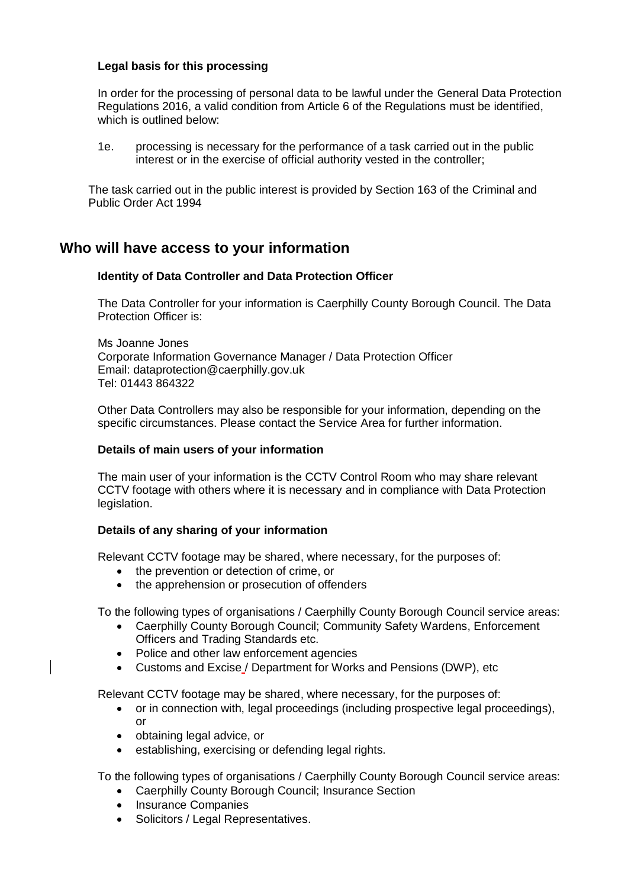### Legal basis for this processing

In order for the processing of personal data to be lawful under the General Data Protection Regulations 2016, a valid condition from Article 6 of the Regulations must be identified, which is outlined below:

1e. processing is necessary for the performance of a task carried out in the public interest or in the exercise of official authority vested in the controller;

The task carried out in the public interest is provided by Section 163 of the Criminal and Public Order Act 1994

## Who will have access to your information

### Identity of Data Controller and Data Protection Officer

The Data Controller for your information is Caerphilly County Borough Council. The Data Protection Officer is:

Ms Joanne Jones
Corporate Information Governance Manager / Data Protection Officer
Email: dataprotection@caerphilly.gov.uk
Tel: 01443 864322

Other Data Controllers may also be responsible for your information, depending on the specific circumstances. Please contact the Service Area for further information.

### Details of main users of your information

The main user of your information is the CCTV Control Room who may share relevant CCTV footage with others where it is necessary and in compliance with Data Protection legislation.

### Details of any sharing of your information

Relevant CCTV footage may be shared, where necessary, for the purposes of:

- the prevention or detection of crime, or
- the apprehension or prosecution of offenders

To the following types of organisations / Caerphilly County Borough Council service areas:

- Caerphilly County Borough Council; Community Safety Wardens, Enforcement Officers and Trading Standards etc.
- Police and other law enforcement agencies
- Customs and Excise / Department for Works and Pensions (DWP), etc

Relevant CCTV footage may be shared, where necessary, for the purposes of:

- or in connection with, legal proceedings (including prospective legal proceedings), or
- obtaining legal advice, or
- establishing, exercising or defending legal rights.

To the following types of organisations / Caerphilly County Borough Council service areas:

- Caerphilly County Borough Council; Insurance Section
- Insurance Companies
- Solicitors / Legal Representatives.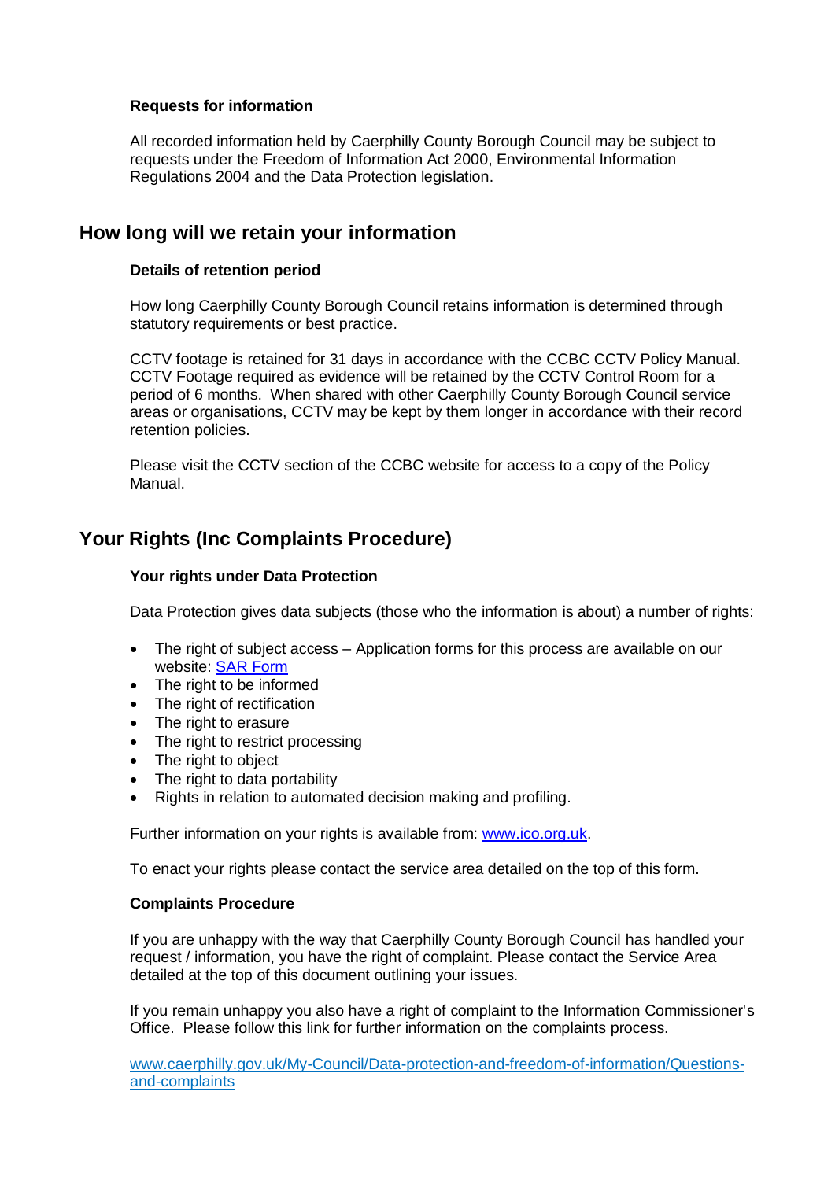### Requests for information

All recorded information held by Caerphilly County Borough Council may be subject to requests under the Freedom of Information Act 2000, Environmental Information Regulations 2004 and the Data Protection legislation.

## How long will we retain your information

### Details of retention period

How long Caerphilly County Borough Council retains information is determined through statutory requirements or best practice.

CCTV footage is retained for 31 days in accordance with the CCBC CCTV Policy Manual. CCTV Footage required as evidence will be retained by the CCTV Control Room for a period of 6 months. When shared with other Caerphilly County Borough Council service areas or organisations, CCTV may be kept by them longer in accordance with their record retention policies.

Please visit the CCTV section of the CCBC website for access to a copy of the Policy Manual.

## Your Rights (Inc Complaints Procedure)

### Your rights under Data Protection

Data Protection gives data subjects (those who the information is about) a number of rights:

- The right of subject access – Application forms for this process are available on our website: [SAR Form]
- The right to be informed
- The right of rectification
- The right to erasure
- The right to restrict processing
- The right to object
- The right to data portability
- Rights in relation to automated decision making and profiling.

Further information on your rights is available from: www.ico.org.uk.

To enact your rights please contact the service area detailed on the top of this form.

### Complaints Procedure

If you are unhappy with the way that Caerphilly County Borough Council has handled your request / information, you have the right of complaint. Please contact the Service Area detailed at the top of this document outlining your issues.

If you remain unhappy you also have a right of complaint to the Information Commissioner's Office. Please follow this link for further information on the complaints process.

www.caerphilly.gov.uk/My-Council/Data-protection-and-freedom-of-information/Questions-and-complaints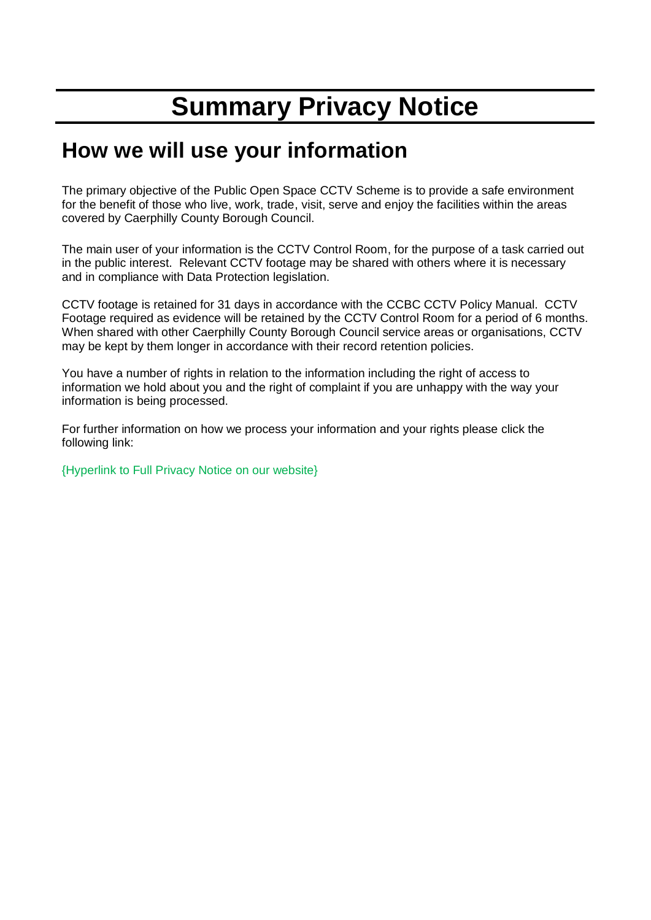# Summary Privacy Notice

## How we will use your information

The primary objective of the Public Open Space CCTV Scheme is to provide a safe environment for the benefit of those who live, work, trade, visit, serve and enjoy the facilities within the areas covered by Caerphilly County Borough Council.

The main user of your information is the CCTV Control Room, for the purpose of a task carried out in the public interest. Relevant CCTV footage may be shared with others where it is necessary and in compliance with Data Protection legislation.

CCTV footage is retained for 31 days in accordance with the CCBC CCTV Policy Manual. CCTV Footage required as evidence will be retained by the CCTV Control Room for a period of 6 months. When shared with other Caerphilly County Borough Council service areas or organisations, CCTV may be kept by them longer in accordance with their record retention policies.

You have a number of rights in relation to the information including the right of access to information we hold about you and the right of complaint if you are unhappy with the way your information is being processed.

For further information on how we process your information and your rights please click the following link:

{Hyperlink to Full Privacy Notice on our website}